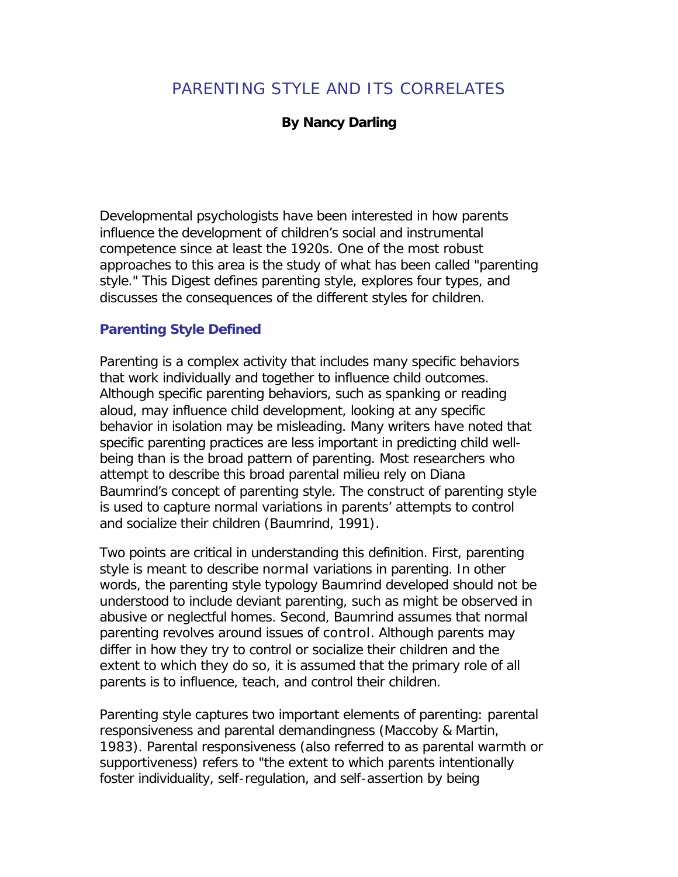# PARENTING STYLE AND ITS CORRELATES

**By Nancy Darling**

Developmental psychologists have been interested in how parents influence the development of children's social and instrumental competence since at least the 1920s. One of the most robust approaches to this area is the study of what has been called "parenting style." This Digest defines parenting style, explores four types, and discusses the consequences of the different styles for children.

## Parenting Style Defined

Parenting is a complex activity that includes many specific behaviors that work individually and together to influence child outcomes. Although specific parenting behaviors, such as spanking or reading aloud, may influence child development, looking at any specific behavior in isolation may be misleading. Many writers have noted that specific parenting practices are less important in predicting child well-being than is the broad pattern of parenting. Most researchers who attempt to describe this broad parental milieu rely on Diana Baumrind's concept of parenting style. The construct of parenting style is used to capture normal variations in parents' attempts to control and socialize their children (Baumrind, 1991).

Two points are critical in understanding this definition. First, parenting style is meant to describe *normal* variations in parenting. In other words, the parenting style typology Baumrind developed should not be understood to include deviant parenting, such as might be observed in abusive or neglectful homes. Second, Baumrind assumes that normal parenting revolves around issues of *control*. Although parents may differ in how they try to control or socialize their children and the extent to which they do so, it is assumed that the primary role of all parents is to influence, teach, and control their children.

Parenting style captures two important elements of parenting: parental responsiveness and parental demandingness (Maccoby & Martin, 1983). Parental responsiveness (also referred to as parental warmth or supportiveness) refers to "the extent to which parents intentionally foster individuality, self-regulation, and self-assertion by being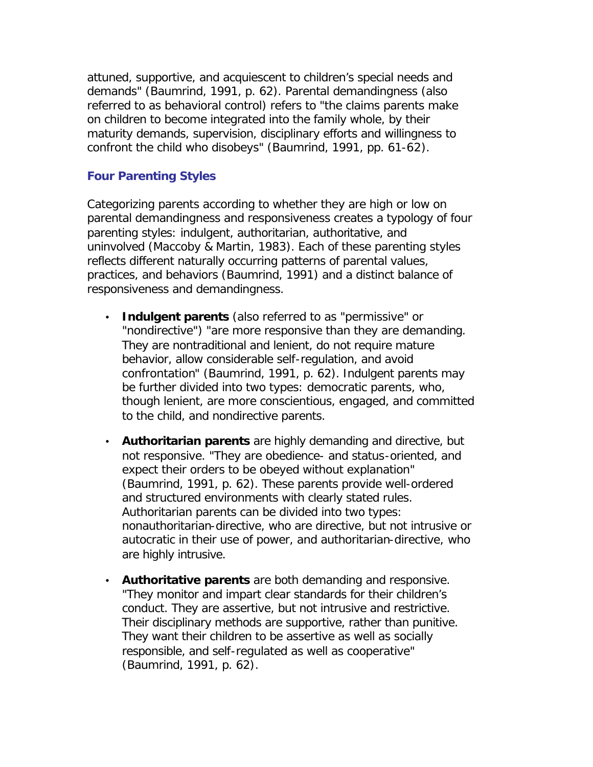attuned, supportive, and acquiescent to children's special needs and demands" (Baumrind, 1991, p. 62). Parental demandingness (also referred to as behavioral control) refers to "the claims parents make on children to become integrated into the family whole, by their maturity demands, supervision, disciplinary efforts and willingness to confront the child who disobeys" (Baumrind, 1991, pp. 61-62).

### Four Parenting Styles

Categorizing parents according to whether they are high or low on parental demandingness and responsiveness creates a typology of four parenting styles: indulgent, authoritarian, authoritative, and uninvolved (Maccoby & Martin, 1983). Each of these parenting styles reflects different naturally occurring patterns of parental values, practices, and behaviors (Baumrind, 1991) and a distinct balance of responsiveness and demandingness.

- **Indulgent parents** (also referred to as "permissive" or "nondirective") "are more responsive than they are demanding. They are nontraditional and lenient, do not require mature behavior, allow considerable self-regulation, and avoid confrontation" (Baumrind, 1991, p. 62). Indulgent parents may be further divided into two types: democratic parents, who, though lenient, are more conscientious, engaged, and committed to the child, and nondirective parents.
- **Authoritarian parents** are highly demanding and directive, but not responsive. "They are obedience- and status-oriented, and expect their orders to be obeyed without explanation" (Baumrind, 1991, p. 62). These parents provide well-ordered and structured environments with clearly stated rules. Authoritarian parents can be divided into two types: nonauthoritarian-directive, who are directive, but not intrusive or autocratic in their use of power, and authoritarian-directive, who are highly intrusive.
- **Authoritative parents** are both demanding and responsive. "They monitor and impart clear standards for their children's conduct. They are assertive, but not intrusive and restrictive. Their disciplinary methods are supportive, rather than punitive. They want their children to be assertive as well as socially responsible, and self-regulated as well as cooperative" (Baumrind, 1991, p. 62).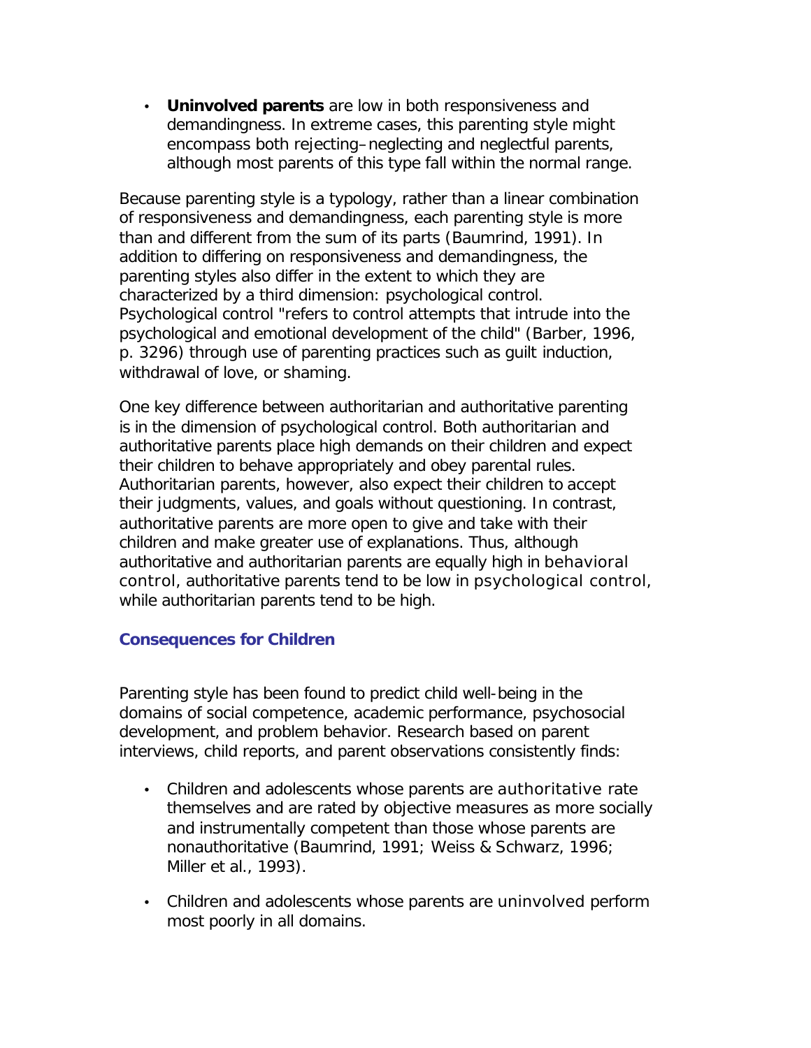- **Uninvolved parents** are low in both responsiveness and demandingness. In extreme cases, this parenting style might encompass both rejecting–neglecting and neglectful parents, although most parents of this type fall within the normal range.

Because parenting style is a typology, rather than a linear combination of responsiveness and demandingness, each parenting style is more than and different from the sum of its parts (Baumrind, 1991). In addition to differing on responsiveness and demandingness, the parenting styles also differ in the extent to which they are characterized by a third dimension: psychological control. Psychological control "refers to control attempts that intrude into the psychological and emotional development of the child" (Barber, 1996, p. 3296) through use of parenting practices such as guilt induction, withdrawal of love, or shaming.

One key difference between authoritarian and authoritative parenting is in the dimension of psychological control. Both authoritarian and authoritative parents place high demands on their children and expect their children to behave appropriately and obey parental rules. Authoritarian parents, however, also expect their children to accept their judgments, values, and goals without questioning. In contrast, authoritative parents are more open to give and take with their children and make greater use of explanations. Thus, although authoritative and authoritarian parents are equally high in behavioral control, authoritative parents tend to be low in psychological control, while authoritarian parents tend to be high.

### Consequences for Children

Parenting style has been found to predict child well-being in the domains of social competence, academic performance, psychosocial development, and problem behavior. Research based on parent interviews, child reports, and parent observations consistently finds:

- Children and adolescents whose parents are authoritative rate themselves and are rated by objective measures as more socially and instrumentally competent than those whose parents are nonauthoritative (Baumrind, 1991; Weiss & Schwarz, 1996; Miller et al., 1993).
- Children and adolescents whose parents are uninvolved perform most poorly in all domains.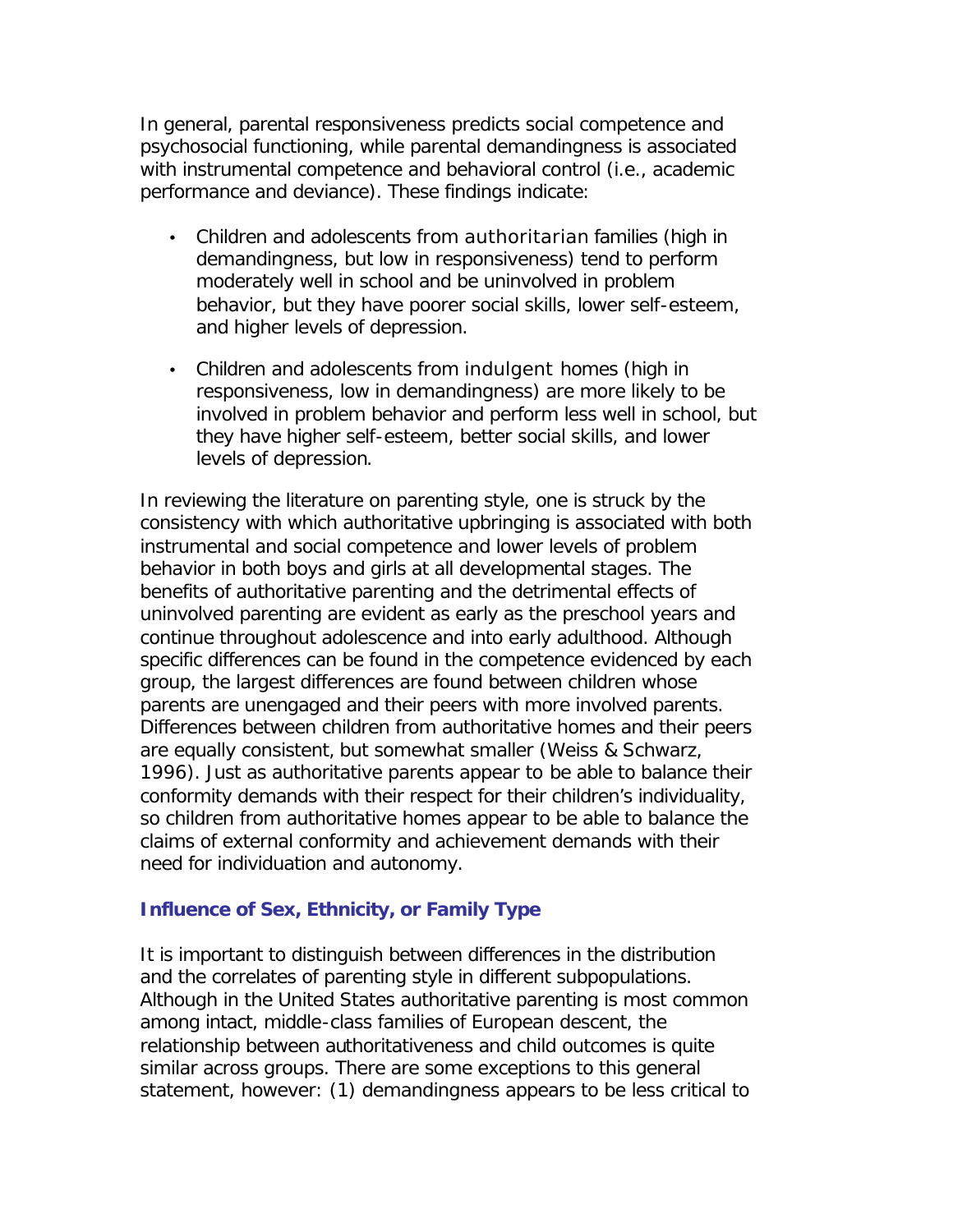In general, parental responsiveness predicts social competence and psychosocial functioning, while parental demandingness is associated with instrumental competence and behavioral control (i.e., academic performance and deviance). These findings indicate:

- Children and adolescents from *authoritarian* families (high in demandingness, but low in responsiveness) tend to perform moderately well in school and be uninvolved in problem behavior, but they have poorer social skills, lower self-esteem, and higher levels of depression.
- Children and adolescents from *indulgent* homes (high in responsiveness, low in demandingness) are more likely to be involved in problem behavior and perform less well in school, but they have higher self-esteem, better social skills, and lower levels of depression.

In reviewing the literature on parenting style, one is struck by the consistency with which authoritative upbringing is associated with both instrumental and social competence and lower levels of problem behavior in both boys and girls at all developmental stages. The benefits of authoritative parenting and the detrimental effects of uninvolved parenting are evident as early as the preschool years and continue throughout adolescence and into early adulthood. Although specific differences can be found in the competence evidenced by each group, the largest differences are found between children whose parents are unengaged and their peers with more involved parents. Differences between children from authoritative homes and their peers are equally consistent, but somewhat smaller (Weiss & Schwarz, 1996). Just as authoritative parents appear to be able to balance their conformity demands with their respect for their children's individuality, so children from authoritative homes appear to be able to balance the claims of external conformity and achievement demands with their need for individuation and autonomy.

### Influence of Sex, Ethnicity, or Family Type

It is important to distinguish between differences in the distribution and the correlates of parenting style in different subpopulations. Although in the United States authoritative parenting is most common among intact, middle-class families of European descent, the relationship between authoritativeness and child outcomes is quite similar across groups. There are some exceptions to this general statement, however: (1) demandingness appears to be less critical to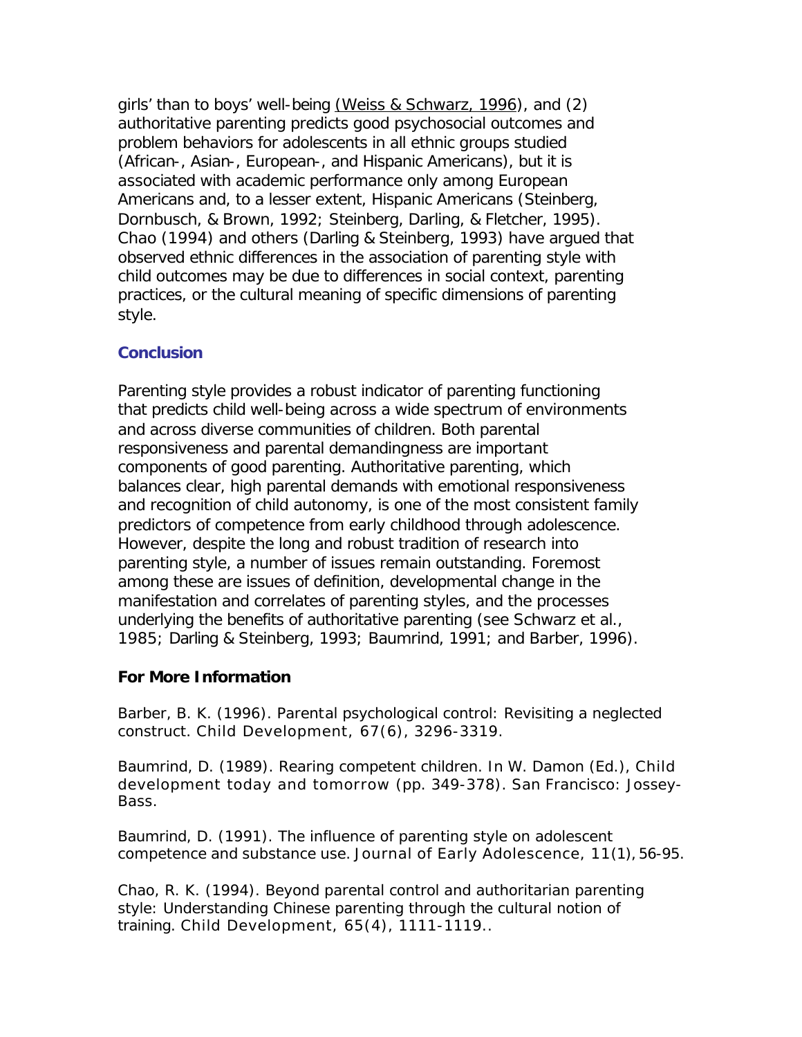girls' than to boys' well-being (Weiss & Schwarz, 1996), and (2) authoritative parenting predicts good psychosocial outcomes and problem behaviors for adolescents in all ethnic groups studied (African-, Asian-, European-, and Hispanic Americans), but it is associated with academic performance only among European Americans and, to a lesser extent, Hispanic Americans (Steinberg, Dornbusch, & Brown, 1992; Steinberg, Darling, & Fletcher, 1995). Chao (1994) and others (Darling & Steinberg, 1993) have argued that observed ethnic differences in the association of parenting style with child outcomes may be due to differences in social context, parenting practices, or the cultural meaning of specific dimensions of parenting style.

## Conclusion

Parenting style provides a robust indicator of parenting functioning that predicts child well-being across a wide spectrum of environments and across diverse communities of children. Both parental responsiveness and parental demandingness are important components of good parenting. Authoritative parenting, which balances clear, high parental demands with emotional responsiveness and recognition of child autonomy, is one of the most consistent family predictors of competence from early childhood through adolescence. However, despite the long and robust tradition of research into parenting style, a number of issues remain outstanding. Foremost among these are issues of definition, developmental change in the manifestation and correlates of parenting styles, and the processes underlying the benefits of authoritative parenting (see Schwarz et al., 1985; Darling & Steinberg, 1993; Baumrind, 1991; and Barber, 1996).

### For More Information

Barber, B. K. (1996). Parental psychological control: Revisiting a neglected construct. *Child Development, 67*(6), 3296-3319.

Baumrind, D. (1989). Rearing competent children. In W. Damon (Ed.), *Child development today and tomorrow* (pp. 349-378). San Francisco: Jossey-Bass.

Baumrind, D. (1991). The influence of parenting style on adolescent competence and substance use. *Journal of Early Adolescence, 11*(1), 56-95.

Chao, R. K. (1994). Beyond parental control and authoritarian parenting style: Understanding Chinese parenting through the cultural notion of training. *Child Development, 65*(4), 1111-1119..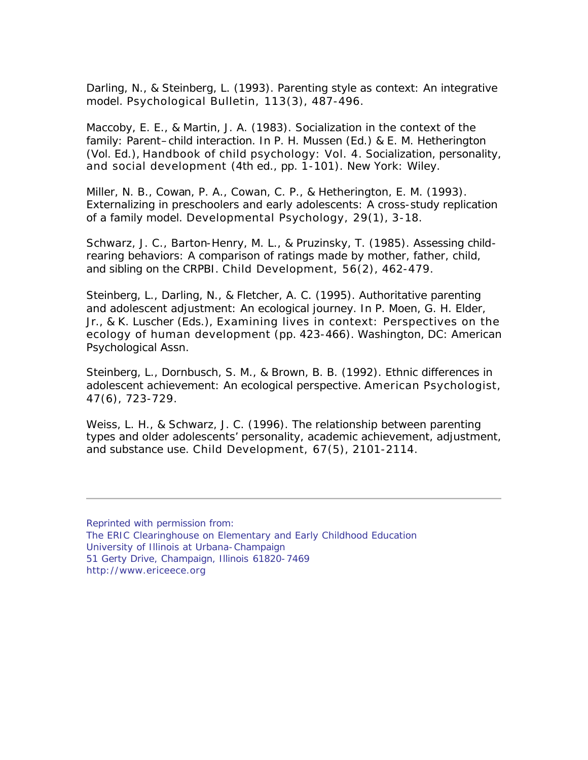Darling, N., & Steinberg, L. (1993). Parenting style as context: An integrative model. *Psychological Bulletin, 113*(3), 487-496.

Maccoby, E. E., & Martin, J. A. (1983). Socialization in the context of the family: Parent–child interaction. In P. H. Mussen (Ed.) & E. M. Hetherington (Vol. Ed.), *Handbook of child psychology: Vol. 4. Socialization, personality, and social development* (4th ed., pp. 1-101). New York: Wiley.

Miller, N. B., Cowan, P. A., Cowan, C. P., & Hetherington, E. M. (1993). Externalizing in preschoolers and early adolescents: A cross-study replication of a family model. *Developmental Psychology, 29*(1), 3-18.

Schwarz, J. C., Barton-Henry, M. L., & Pruzinsky, T. (1985). Assessing child-rearing behaviors: A comparison of ratings made by mother, father, child, and sibling on the CRPBI. *Child Development, 56*(2), 462-479.

Steinberg, L., Darling, N., & Fletcher, A. C. (1995). Authoritative parenting and adolescent adjustment: An ecological journey. In P. Moen, G. H. Elder, Jr., & K. Luscher (Eds.), *Examining lives in context: Perspectives on the ecology of human development* (pp. 423-466). Washington, DC: American Psychological Assn.

Steinberg, L., Dornbusch, S. M., & Brown, B. B. (1992). Ethnic differences in adolescent achievement: An ecological perspective. *American Psychologist, 47*(6), 723-729.

Weiss, L. H., & Schwarz, J. C. (1996). The relationship between parenting types and older adolescents' personality, academic achievement, adjustment, and substance use. *Child Development, 67*(5), 2101-2114.

---

Reprinted with permission from:
The ERIC Clearinghouse on Elementary and Early Childhood Education
University of Illinois at Urbana-Champaign
51 Gerty Drive, Champaign, Illinois 61820-7469
http://www.ericeece.org